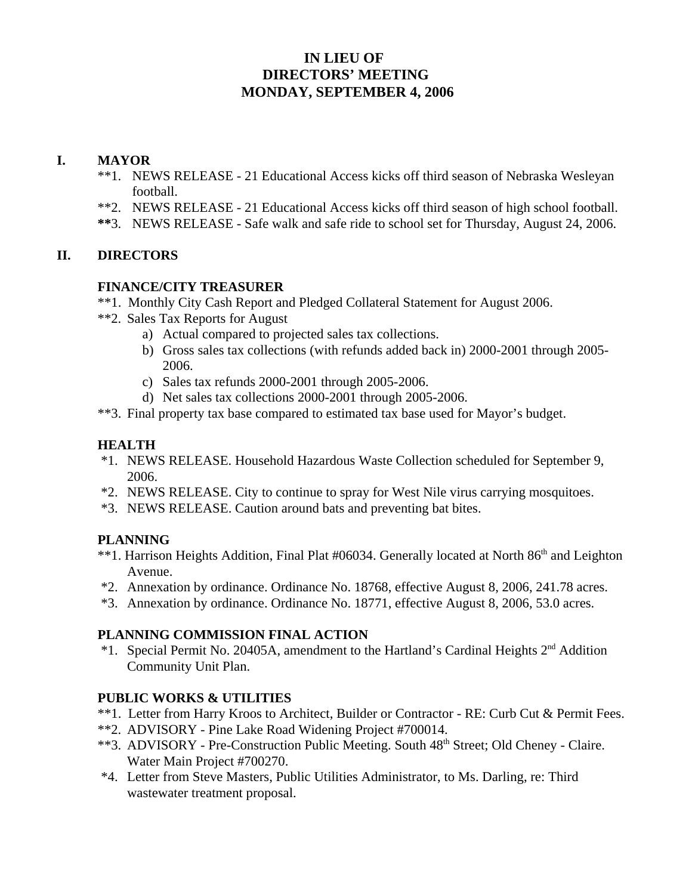# IN LIEU OF DIRECTORS' MEETING MONDAY, SEPTEMBER 4, 2006

## I. MAYOR

**1. NEWS RELEASE - 21 Educational Access kicks off third season of Nebraska Wesleyan football.

**2. NEWS RELEASE - 21 Educational Access kicks off third season of high school football.

**3. NEWS RELEASE - Safe walk and safe ride to school set for Thursday, August 24, 2006.

## II. DIRECTORS

### FINANCE/CITY TREASURER

**1. Monthly City Cash Report and Pledged Collateral Statement for August 2006.

**2. Sales Tax Reports for August
   a) Actual compared to projected sales tax collections.
   b) Gross sales tax collections (with refunds added back in) 2000-2001 through 2005-2006.
   c) Sales tax refunds 2000-2001 through 2005-2006.
   d) Net sales tax collections 2000-2001 through 2005-2006.

**3. Final property tax base compared to estimated tax base used for Mayor's budget.

### HEALTH

*1. NEWS RELEASE. Household Hazardous Waste Collection scheduled for September 9, 2006.

*2. NEWS RELEASE. City to continue to spray for West Nile virus carrying mosquitoes.

*3. NEWS RELEASE. Caution around bats and preventing bat bites.

### PLANNING

**1. Harrison Heights Addition, Final Plat #06034. Generally located at North 86th and Leighton Avenue.

*2. Annexation by ordinance. Ordinance No. 18768, effective August 8, 2006, 241.78 acres.

*3. Annexation by ordinance. Ordinance No. 18771, effective August 8, 2006, 53.0 acres.

### PLANNING COMMISSION FINAL ACTION

*1. Special Permit No. 20405A, amendment to the Hartland's Cardinal Heights 2nd Addition Community Unit Plan.

### PUBLIC WORKS & UTILITIES

**1. Letter from Harry Kroos to Architect, Builder or Contractor - RE: Curb Cut & Permit Fees.

**2. ADVISORY - Pine Lake Road Widening Project #700014.

**3. ADVISORY - Pre-Construction Public Meeting. South 48th Street; Old Cheney - Claire. Water Main Project #700270.

*4. Letter from Steve Masters, Public Utilities Administrator, to Ms. Darling, re: Third wastewater treatment proposal.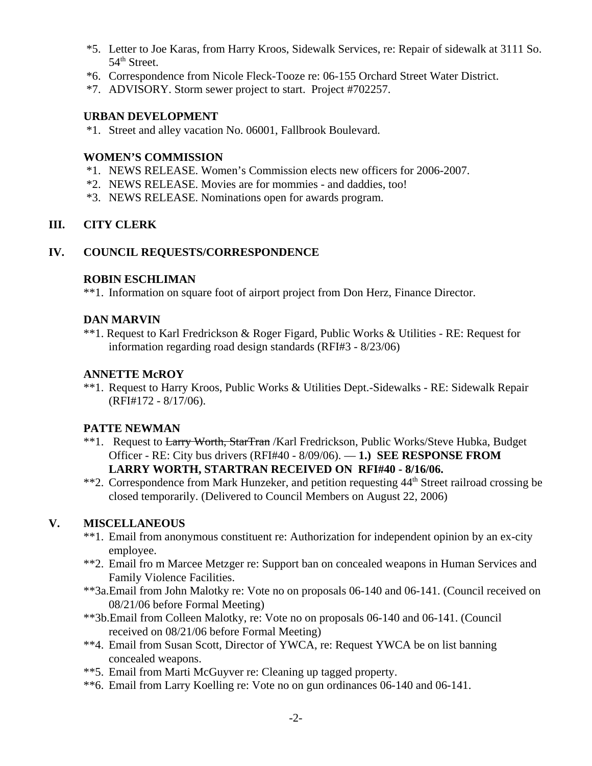*5. Letter to Joe Karas, from Harry Kroos, Sidewalk Services, re: Repair of sidewalk at 3111 So. 54th Street.
*6. Correspondence from Nicole Fleck-Tooze re: 06-155 Orchard Street Water District.
*7. ADVISORY. Storm sewer project to start. Project #702257.

**URBAN DEVELOPMENT**

*1. Street and alley vacation No. 06001, Fallbrook Boulevard.

**WOMEN'S COMMISSION**

*1. NEWS RELEASE. Women's Commission elects new officers for 2006-2007.
*2. NEWS RELEASE. Movies are for mommies - and daddies, too!
*3. NEWS RELEASE. Nominations open for awards program.

## III. CITY CLERK

## IV. COUNCIL REQUESTS/CORRESPONDENCE

**ROBIN ESCHLIMAN**

**1. Information on square foot of airport project from Don Herz, Finance Director.

**DAN MARVIN**

**1. Request to Karl Fredrickson & Roger Figard, Public Works & Utilities - RE: Request for information regarding road design standards (RFI#3 - 8/23/06)

**ANNETTE McROY**

**1. Request to Harry Kroos, Public Works & Utilities Dept.-Sidewalks - RE: Sidewalk Repair (RFI#172 - 8/17/06).

**PATTE NEWMAN**

**1. Request to ~~Larry Worth, StarTran~~ /Karl Fredrickson, Public Works/Steve Hubka, Budget Officer - RE: City bus drivers (RFI#40 - 8/09/06). — **1.) SEE RESPONSE FROM LARRY WORTH, STARTRAN RECEIVED ON RFI#40 - 8/16/06.**
**2. Correspondence from Mark Hunzeker, and petition requesting 44th Street railroad crossing be closed temporarily. (Delivered to Council Members on August 22, 2006)

## V. MISCELLANEOUS

**1. Email from anonymous constituent re: Authorization for independent opinion by an ex-city employee.
**2. Email fro m Marcee Metzger re: Support ban on concealed weapons in Human Services and Family Violence Facilities.
**3a.Email from John Malotky re: Vote no on proposals 06-140 and 06-141. (Council received on 08/21/06 before Formal Meeting)
**3b.Email from Colleen Malotky, re: Vote no on proposals 06-140 and 06-141. (Council received on 08/21/06 before Formal Meeting)
**4. Email from Susan Scott, Director of YWCA, re: Request YWCA be on list banning concealed weapons.
**5. Email from Marti McGuyver re: Cleaning up tagged property.
**6. Email from Larry Koelling re: Vote no on gun ordinances 06-140 and 06-141.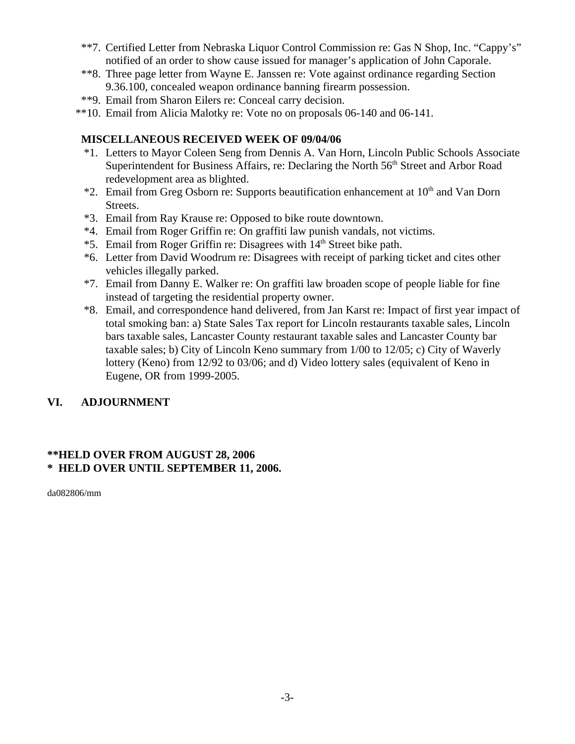**7. Certified Letter from Nebraska Liquor Control Commission re: Gas N Shop, Inc. "Cappy's" notified of an order to show cause issued for manager's application of John Caporale.

**8. Three page letter from Wayne E. Janssen re: Vote against ordinance regarding Section 9.36.100, concealed weapon ordinance banning firearm possession.

**9. Email from Sharon Eilers re: Conceal carry decision.

**10. Email from Alicia Malotky re: Vote no on proposals 06-140 and 06-141.

**MISCELLANEOUS RECEIVED WEEK OF 09/04/06**

*1. Letters to Mayor Coleen Seng from Dennis A. Van Horn, Lincoln Public Schools Associate Superintendent for Business Affairs, re: Declaring the North 56th Street and Arbor Road redevelopment area as blighted.

*2. Email from Greg Osborn re: Supports beautification enhancement at 10th and Van Dorn Streets.

*3. Email from Ray Krause re: Opposed to bike route downtown.

*4. Email from Roger Griffin re: On graffiti law punish vandals, not victims.

*5. Email from Roger Griffin re: Disagrees with 14th Street bike path.

*6. Letter from David Woodrum re: Disagrees with receipt of parking ticket and cites other vehicles illegally parked.

*7. Email from Danny E. Walker re: On graffiti law broaden scope of people liable for fine instead of targeting the residential property owner.

*8. Email, and correspondence hand delivered, from Jan Karst re: Impact of first year impact of total smoking ban: a) State Sales Tax report for Lincoln restaurants taxable sales, Lincoln bars taxable sales, Lancaster County restaurant taxable sales and Lancaster County bar taxable sales; b) City of Lincoln Keno summary from 1/00 to 12/05; c) City of Waverly lottery (Keno) from 12/92 to 03/06; and d) Video lottery sales (equivalent of Keno in Eugene, OR from 1999-2005.

## VI. ADJOURNMENT

**\*\*HELD OVER FROM AUGUST 28, 2006**
**\* HELD OVER UNTIL SEPTEMBER 11, 2006.**

da082806/mm